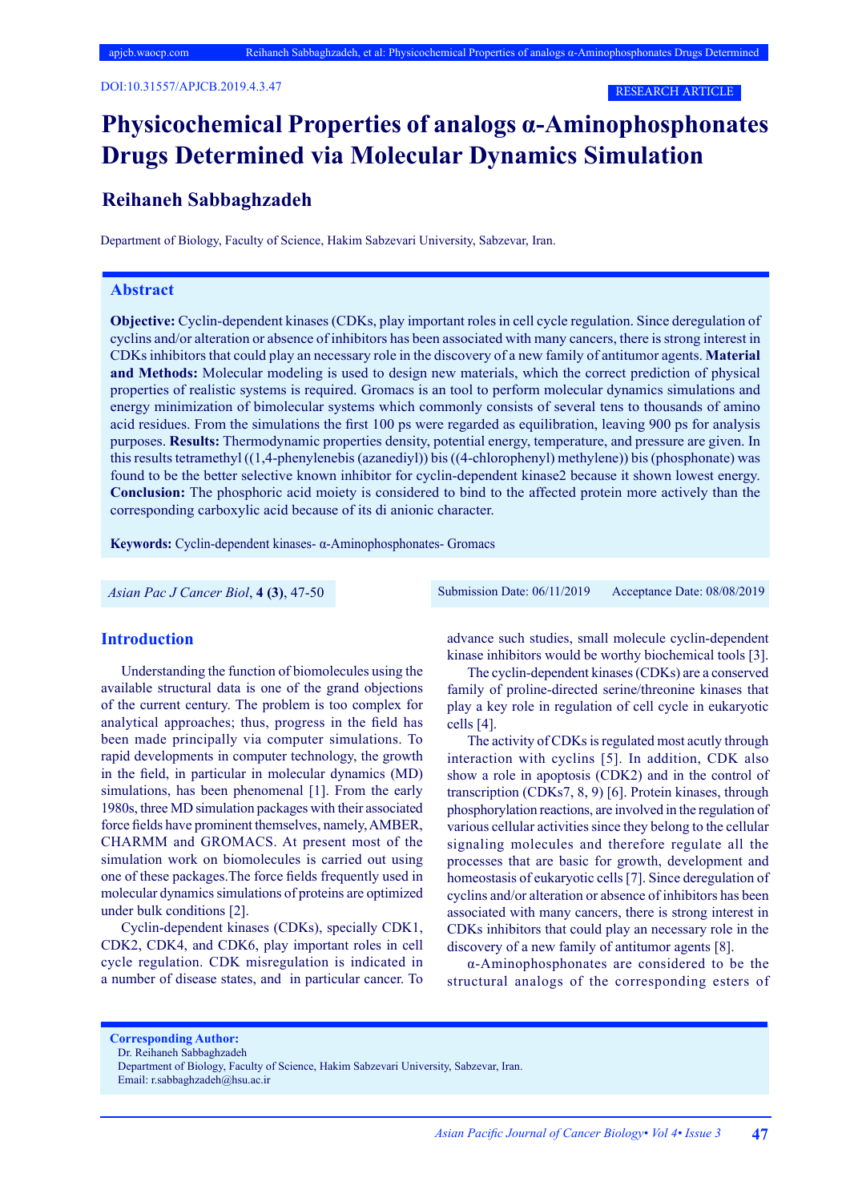DOI:10.31557/APJCB.2019.4.3.47

RESEARCH ARTICLE

# Physicochemical Properties of analogs α-Aminophosphonates Drugs Determined via Molecular Dynamics Simulation

## Reihaneh Sabbaghzadeh

Department of Biology, Faculty of Science, Hakim Sabzevari University, Sabzevar, Iran.

## Abstract

**Objective:** Cyclin-dependent kinases (CDKs, play important roles in cell cycle regulation. Since deregulation of cyclins and/or alteration or absence of inhibitors has been associated with many cancers, there is strong interest in CDKs inhibitors that could play an necessary role in the discovery of a new family of antitumor agents. **Material and Methods:** Molecular modeling is used to design new materials, which the correct prediction of physical properties of realistic systems is required. Gromacs is an tool to perform molecular dynamics simulations and energy minimization of bimolecular systems which commonly consists of several tens to thousands of amino acid residues. From the simulations the first 100 ps were regarded as equilibration, leaving 900 ps for analysis purposes. **Results:** Thermodynamic properties density, potential energy, temperature, and pressure are given. In this results tetramethyl ((1,4-phenylenebis (azanediyl)) bis ((4-chlorophenyl) methylene)) bis (phosphonate) was found to be the better selective known inhibitor for cyclin-dependent kinase2 because it shown lowest energy. **Conclusion:** The phosphoric acid moiety is considered to bind to the affected protein more actively than the corresponding carboxylic acid because of its di anionic character.

**Keywords:** Cyclin-dependent kinases- α-Aminophosphonates- Gromacs

*Asian Pac J Cancer Biol*, **4 (3)**, 47-50

Submission Date: 06/11/2019 Acceptance Date: 08/08/2019

## Introduction

Understanding the function of biomolecules using the available structural data is one of the grand objections of the current century. The problem is too complex for analytical approaches; thus, progress in the field has been made principally via computer simulations. To rapid developments in computer technology, the growth in the field, in particular in molecular dynamics (MD) simulations, has been phenomenal [1]. From the early 1980s, three MD simulation packages with their associated force fields have prominent themselves, namely, AMBER, CHARMM and GROMACS. At present most of the simulation work on biomolecules is carried out using one of these packages.The force fields frequently used in molecular dynamics simulations of proteins are optimized under bulk conditions [2].

Cyclin-dependent kinases (CDKs), specially CDK1, CDK2, CDK4, and CDK6, play important roles in cell cycle regulation. CDK misregulation is indicated in a number of disease states, and in particular cancer. To advance such studies, small molecule cyclin-dependent kinase inhibitors would be worthy biochemical tools [3].

The cyclin-dependent kinases (CDKs) are a conserved family of proline-directed serine/threonine kinases that play a key role in regulation of cell cycle in eukaryotic cells [4].

The activity of CDKs is regulated most acutly through interaction with cyclins [5]. In addition, CDK also show a role in apoptosis (CDK2) and in the control of transcription (CDKs7, 8, 9) [6]. Protein kinases, through phosphorylation reactions, are involved in the regulation of various cellular activities since they belong to the cellular signaling molecules and therefore regulate all the processes that are basic for growth, development and homeostasis of eukaryotic cells [7]. Since deregulation of cyclins and/or alteration or absence of inhibitors has been associated with many cancers, there is strong interest in CDKs inhibitors that could play an necessary role in the discovery of a new family of antitumor agents [8].

α-Aminophosphonates are considered to be the structural analogs of the corresponding esters of

**Corresponding Author:**
Dr. Reihaneh Sabbaghzadeh
Department of Biology, Faculty of Science, Hakim Sabzevari University, Sabzevar, Iran.
Email: r.sabbaghzadeh@hsu.ac.ir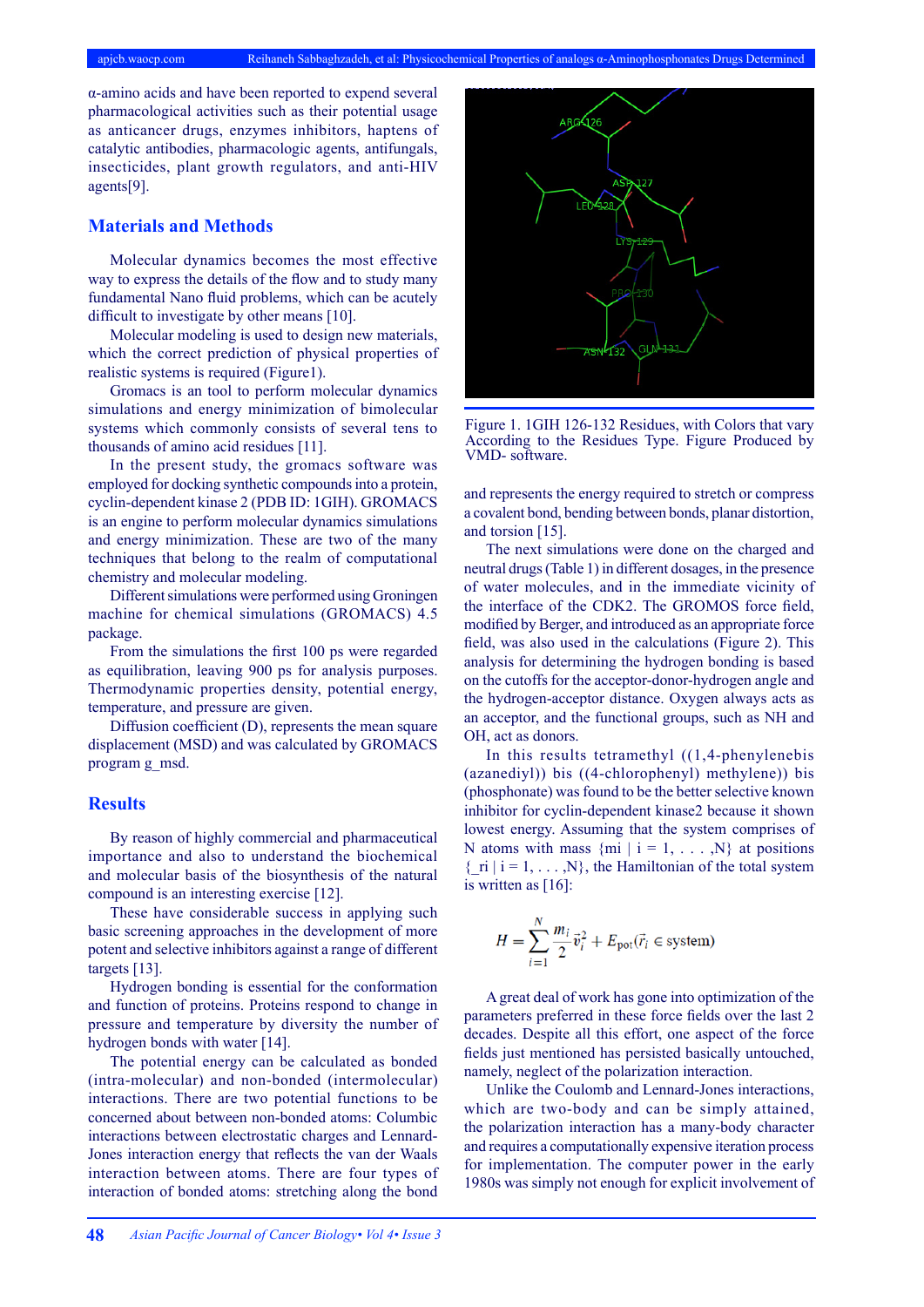α-amino acids and have been reported to expend several pharmacological activities such as their potential usage as anticancer drugs, enzymes inhibitors, haptens of catalytic antibodies, pharmacologic agents, antifungals, insecticides, plant growth regulators, and anti-HIV agents[9].

## Materials and Methods

Molecular dynamics becomes the most effective way to express the details of the flow and to study many fundamental Nano fluid problems, which can be acutely difficult to investigate by other means [10].

Molecular modeling is used to design new materials, which the correct prediction of physical properties of realistic systems is required (Figure1).

Gromacs is an tool to perform molecular dynamics simulations and energy minimization of bimolecular systems which commonly consists of several tens to thousands of amino acid residues [11].

In the present study, the gromacs software was employed for docking synthetic compounds into a protein, cyclin-dependent kinase 2 (PDB ID: 1GIH). GROMACS is an engine to perform molecular dynamics simulations and energy minimization. These are two of the many techniques that belong to the realm of computational chemistry and molecular modeling.

Different simulations were performed using Groningen machine for chemical simulations (GROMACS) 4.5 package.

From the simulations the first 100 ps were regarded as equilibration, leaving 900 ps for analysis purposes. Thermodynamic properties density, potential energy, temperature, and pressure are given.

Diffusion coefficient (D), represents the mean square displacement (MSD) and was calculated by GROMACS program g_msd.

## Results

By reason of highly commercial and pharmaceutical importance and also to understand the biochemical and molecular basis of the biosynthesis of the natural compound is an interesting exercise [12].

These have considerable success in applying such basic screening approaches in the development of more potent and selective inhibitors against a range of different targets [13].

Hydrogen bonding is essential for the conformation and function of proteins. Proteins respond to change in pressure and temperature by diversity the number of hydrogen bonds with water [14].

The potential energy can be calculated as bonded (intra-molecular) and non-bonded (intermolecular) interactions. There are two potential functions to be concerned about between non-bonded atoms: Columbic interactions between electrostatic charges and Lennard-Jones interaction energy that reflects the van der Waals interaction between atoms. There are four types of interaction of bonded atoms: stretching along the bond and represents the energy required to stretch or compress a covalent bond, bending between bonds, planar distortion, and torsion [15].

Figure 1. 1GIH 126-132 Residues, with Colors that vary According to the Residues Type. Figure Produced by VMD- software.

The next simulations were done on the charged and neutral drugs (Table 1) in different dosages, in the presence of water molecules, and in the immediate vicinity of the interface of the CDK2. The GROMOS force field, modified by Berger, and introduced as an appropriate force field, was also used in the calculations (Figure 2). This analysis for determining the hydrogen bonding is based on the cutoffs for the acceptor-donor-hydrogen angle and the hydrogen-acceptor distance. Oxygen always acts as an acceptor, and the functional groups, such as NH and OH, act as donors.

In this results tetramethyl ((1,4-phenylenebis (azanediyl)) bis ((4-chlorophenyl) methylene)) bis (phosphonate) was found to be the better selective known inhibitor for cyclin-dependent kinase2 because it shown lowest energy. Assuming that the system comprises of N atoms with mass $\{m_i \mid i = 1, . . . ,N\}$ at positions $\{\vec{r}_i \mid i = 1, . . . ,N\}$, the Hamiltonian of the total system is written as [16]:

$$H = \sum_{i=1}^{N} \frac{m_i}{2} \vec{v}_i^2 + E_{\text{pot}}(\vec{r}_i \in \text{system})$$

A great deal of work has gone into optimization of the parameters preferred in these force fields over the last 2 decades. Despite all this effort, one aspect of the force fields just mentioned has persisted basically untouched, namely, neglect of the polarization interaction.

Unlike the Coulomb and Lennard-Jones interactions, which are two-body and can be simply attained, the polarization interaction has a many-body character and requires a computationally expensive iteration process for implementation. The computer power in the early 1980s was simply not enough for explicit involvement of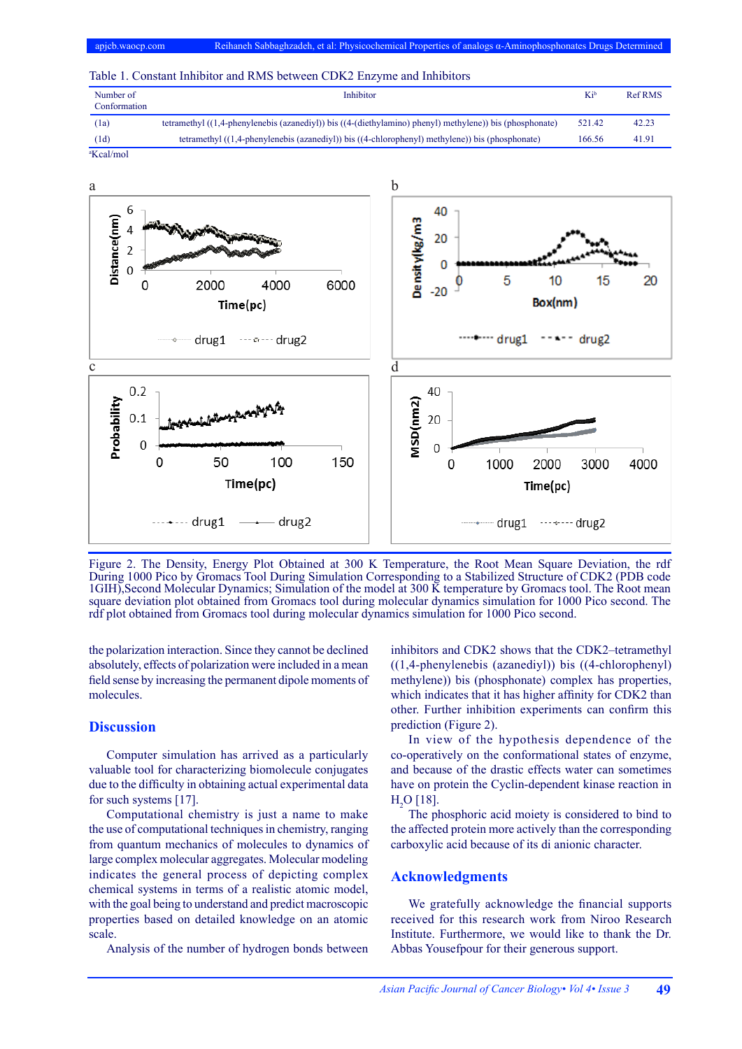Table 1. Constant Inhibitor and RMS between CDK2 Enzyme and Inhibitors

| Number of Conformation | Inhibitor | Ki[b] | Ref RMS |
|---|---|---|---|
| (1a) | tetramethyl ((1,4-phenylenebis (azanediyl)) bis ((4-(diethylamino) phenyl) methylene)) bis (phosphonate) | 521.42 | 42.23 |
| (1d) | tetramethyl ((1,4-phenylenebis (azanediyl)) bis ((4-chlorophenyl) methylene)) bis (phosphonate) | 166.56 | 41.91 |

[a]Kcal/mol

Figure 2. The Density, Energy Plot Obtained at 300 K Temperature, the Root Mean Square Deviation, the rdf During 1000 Pico by Gromacs Tool During Simulation Corresponding to a Stabilized Structure of CDK2 (PDB code 1GIH),Second Molecular Dynamics; Simulation of the model at 300 K temperature by Gromacs tool. The Root mean square deviation plot obtained from Gromacs tool during molecular dynamics simulation for 1000 Pico second. The rdf plot obtained from Gromacs tool during molecular dynamics simulation for 1000 Pico second.

the polarization interaction. Since they cannot be declined absolutely, effects of polarization were included in a mean field sense by increasing the permanent dipole moments of molecules.

## Discussion

Computer simulation has arrived as a particularly valuable tool for characterizing biomolecule conjugates due to the difficulty in obtaining actual experimental data for such systems [17].

Computational chemistry is just a name to make the use of computational techniques in chemistry, ranging from quantum mechanics of molecules to dynamics of large complex molecular aggregates. Molecular modeling indicates the general process of depicting complex chemical systems in terms of a realistic atomic model, with the goal being to understand and predict macroscopic properties based on detailed knowledge on an atomic scale.

Analysis of the number of hydrogen bonds between inhibitors and CDK2 shows that the CDK2–tetramethyl ((1,4-phenylenebis (azanediyl)) bis ((4-chlorophenyl) methylene)) bis (phosphonate) complex has properties, which indicates that it has higher affinity for CDK2 than other. Further inhibition experiments can confirm this prediction (Figure 2).

In view of the hypothesis dependence of the co-operatively on the conformational states of enzyme, and because of the drastic effects water can sometimes have on protein the Cyclin-dependent kinase reaction in $H_2O$ [18].

The phosphoric acid moiety is considered to bind to the affected protein more actively than the corresponding carboxylic acid because of its di anionic character.

## Acknowledgments

We gratefully acknowledge the financial supports received for this research work from Niroo Research Institute. Furthermore, we would like to thank the Dr. Abbas Yousefpour for their generous support.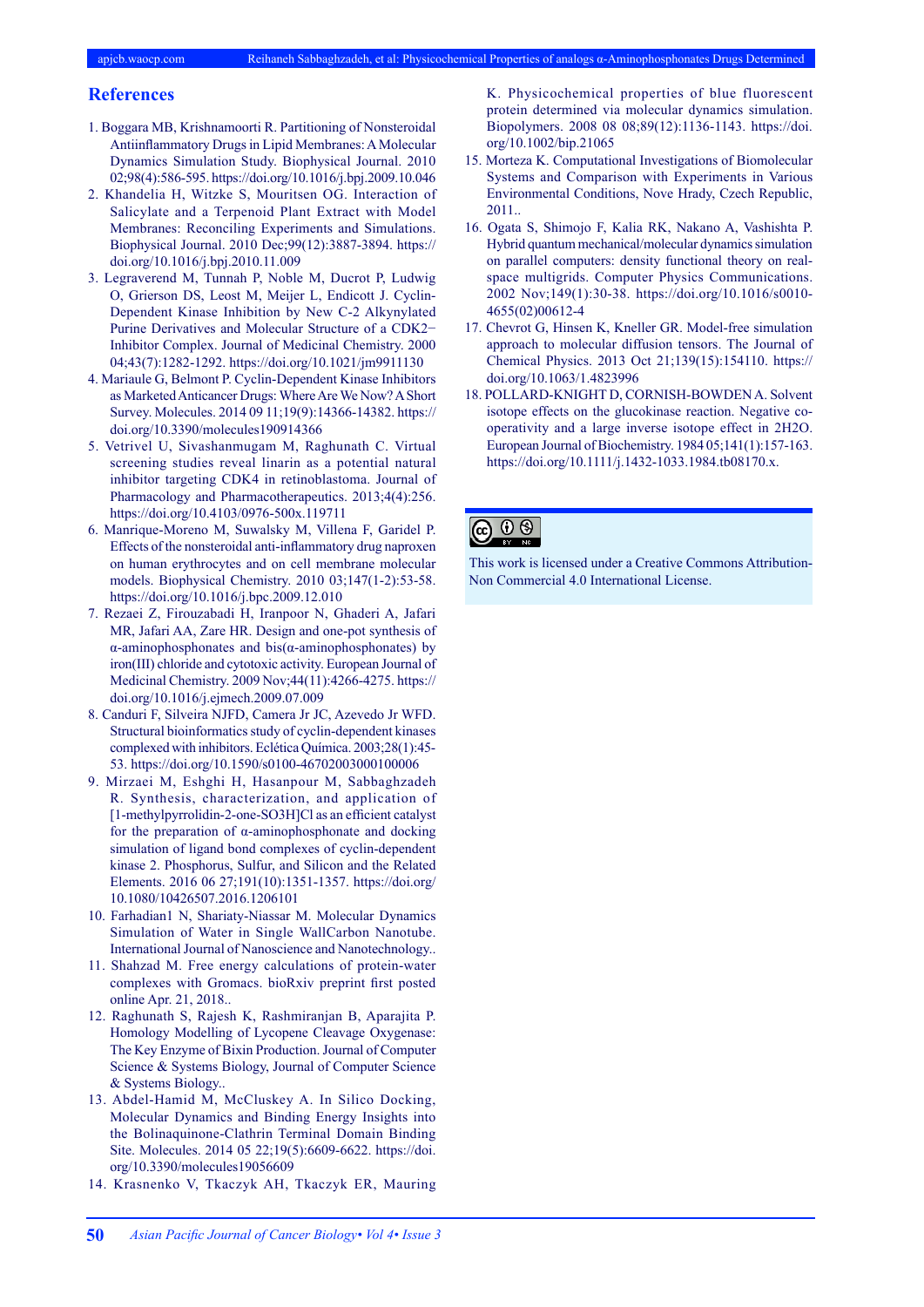## References

1. Boggara MB, Krishnamoorti R. Partitioning of Nonsteroidal Antiinflammatory Drugs in Lipid Membranes: A Molecular Dynamics Simulation Study. Biophysical Journal. 2010 02;98(4):586-595. https://doi.org/10.1016/j.bpj.2009.10.046
2. Khandelia H, Witzke S, Mouritsen OG. Interaction of Salicylate and a Terpenoid Plant Extract with Model Membranes: Reconciling Experiments and Simulations. Biophysical Journal. 2010 Dec;99(12):3887-3894. https://doi.org/10.1016/j.bpj.2010.11.009
3. Legraverend M, Tunnah P, Noble M, Ducrot P, Ludwig O, Grierson DS, Leost M, Meijer L, Endicott J. Cyclin-Dependent Kinase Inhibition by New C-2 Alkynylated Purine Derivatives and Molecular Structure of a CDK2−Inhibitor Complex. Journal of Medicinal Chemistry. 2000 04;43(7):1282-1292. https://doi.org/10.1021/jm9911130
4. Mariaule G, Belmont P. Cyclin-Dependent Kinase Inhibitors as Marketed Anticancer Drugs: Where Are We Now? A Short Survey. Molecules. 2014 09 11;19(9):14366-14382. https://doi.org/10.3390/molecules190914366
5. Vetrivel U, Sivashanmugam M, Raghunath C. Virtual screening studies reveal linarin as a potential natural inhibitor targeting CDK4 in retinoblastoma. Journal of Pharmacology and Pharmacotherapeutics. 2013;4(4):256. https://doi.org/10.4103/0976-500x.119711
6. Manrique-Moreno M, Suwalsky M, Villena F, Garidel P. Effects of the nonsteroidal anti-inflammatory drug naproxen on human erythrocytes and on cell membrane molecular models. Biophysical Chemistry. 2010 03;147(1-2):53-58. https://doi.org/10.1016/j.bpc.2009.12.010
7. Rezaei Z, Firouzabadi H, Iranpoor N, Ghaderi A, Jafari MR, Jafari AA, Zare HR. Design and one-pot synthesis of α-aminophosphonates and bis(α-aminophosphonates) by iron(III) chloride and cytotoxic activity. European Journal of Medicinal Chemistry. 2009 Nov;44(11):4266-4275. https://doi.org/10.1016/j.ejmech.2009.07.009
8. Canduri F, Silveira NJFD, Camera Jr JC, Azevedo Jr WFD. Structural bioinformatics study of cyclin-dependent kinases complexed with inhibitors. Eclética Química. 2003;28(1):45-53. https://doi.org/10.1590/s0100-46702003000100006
9. Mirzaei M, Eshghi H, Hasanpour M, Sabbaghzadeh R. Synthesis, characterization, and application of [1-methylpyrrolidin-2-one-SO3H]Cl as an efficient catalyst for the preparation of α-aminophosphonate and docking simulation of ligand bond complexes of cyclin-dependent kinase 2. Phosphorus, Sulfur, and Silicon and the Related Elements. 2016 06 27;191(10):1351-1357. https://doi.org/10.1080/10426507.2016.1206101
10. Farhadian1 N, Shariaty-Niassar M. Molecular Dynamics Simulation of Water in Single WallCarbon Nanotube. International Journal of Nanoscience and Nanotechnology..
11. Shahzad M. Free energy calculations of protein-water complexes with Gromacs. bioRxiv preprint first posted online Apr. 21, 2018..
12. Raghunath S, Rajesh K, Rashmiranjan B, Aparajita P. Homology Modelling of Lycopene Cleavage Oxygenase: The Key Enzyme of Bixin Production. Journal of Computer Science & Systems Biology, Journal of Computer Science & Systems Biology..
13. Abdel-Hamid M, McCluskey A. In Silico Docking, Molecular Dynamics and Binding Energy Insights into the Bolinaquinone-Clathrin Terminal Domain Binding Site. Molecules. 2014 05 22;19(5):6609-6622. https://doi.org/10.3390/molecules19056609
14. Krasnenko V, Tkaczyk AH, Tkaczyk ER, Mauring K. Physicochemical properties of blue fluorescent protein determined via molecular dynamics simulation. Biopolymers. 2008 08 08;89(12):1136-1143. https://doi.org/10.1002/bip.21065
15. Morteza K. Computational Investigations of Biomolecular Systems and Comparison with Experiments in Various Environmental Conditions, Nove Hrady, Czech Republic, 2011..
16. Ogata S, Shimojo F, Kalia RK, Nakano A, Vashishta P. Hybrid quantum mechanical/molecular dynamics simulation on parallel computers: density functional theory on real-space multigrids. Computer Physics Communications. 2002 Nov;149(1):30-38. https://doi.org/10.1016/s0010-4655(02)00612-4
17. Chevrot G, Hinsen K, Kneller GR. Model-free simulation approach to molecular diffusion tensors. The Journal of Chemical Physics. 2013 Oct 21;139(15):154110. https://doi.org/10.1063/1.4823996
18. POLLARD-KNIGHT D, CORNISH-BOWDEN A. Solvent isotope effects on the glucokinase reaction. Negative co-operativity and a large inverse isotope effect in 2H2O. European Journal of Biochemistry. 1984 05;141(1):157-163. https://doi.org/10.1111/j.1432-1033.1984.tb08170.x.

This work is licensed under a Creative Commons Attribution-Non Commercial 4.0 International License.